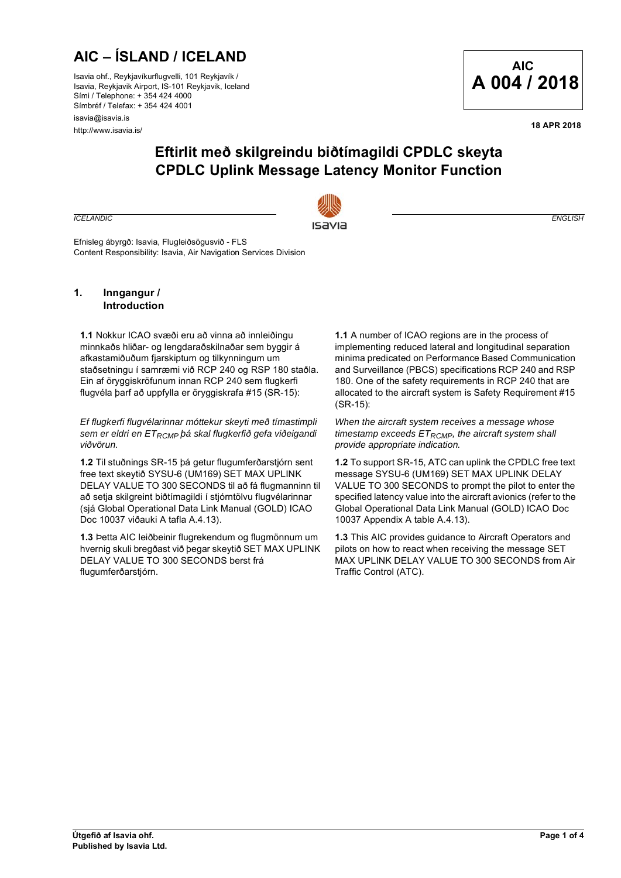# AIC – ÍSLAND / ICELAND

Isavia ohf., Reykjavíkurflugvelli, 101 Reykjavík /
Isavia, Reykjavik Airport, IS-101 Reykjavik, Iceland
Sími / Telephone: + 354 424 4000
Símbréf / Telefax: + 354 424 4001
isavia@isavia.is
http://www.isavia.is/

**AIC**
**A 004 / 2018**

**18 APR 2018**

## Eftirlit með skilgreindu biðtímagildi CPDLC skeyta
## CPDLC Uplink Message Latency Monitor Function

*ICELANDIC* | *ENGLISH*

Efnisleg ábyrgð: Isavia, Flugleiðsögusvið - FLS
Content Responsibility: Isavia, Air Navigation Services Division

### 1. Inngangur / Introduction

**1.1** Nokkur ICAO svæði eru að vinna að innleiðingu minnkaðs hliðar- og lengdaraðskilnaðar sem byggir á afkastamiðuðum fjarskiptum og tilkynningum um staðsetningu í samræmi við RCP 240 og RSP 180 staðla. Ein af öryggiskröfunum innan RCP 240 sem flugkerfi flugvéla þarf að uppfylla er öryggiskrafa #15 (SR-15):

*Ef flugkerfi flugvélarinnar móttekur skeyti með tímastimpli sem er eldri en $ET_{RCMP}$ þá skal flugkerfið gefa viðeigandi viðvörun.*

**1.2** Til stuðnings SR-15 þá getur flugumferðarstjórn sent free text skeytið SYSU-6 (UM169) SET MAX UPLINK DELAY VALUE TO 300 SECONDS til að fá flugmanninn til að setja skilgreint biðtímagildi í stjórntölvu flugvélarinnar (sjá Global Operational Data Link Manual (GOLD) ICAO Doc 10037 viðauki A tafla A.4.13).

**1.3** Þetta AIC leiðbeinir flugrekendum og flugmönnum um hvernig skuli bregðast við þegar skeytið SET MAX UPLINK DELAY VALUE TO 300 SECONDS berst frá flugumferðarstjórn.

**1.1** A number of ICAO regions are in the process of implementing reduced lateral and longitudinal separation minima predicated on Performance Based Communication and Surveillance (PBCS) specifications RCP 240 and RSP 180. One of the safety requirements in RCP 240 that are allocated to the aircraft system is Safety Requirement #15 (SR-15):

*When the aircraft system receives a message whose timestamp exceeds $ET_{RCMP}$, the aircraft system shall provide appropriate indication.*

**1.2** To support SR-15, ATC can uplink the CPDLC free text message SYSU-6 (UM169) SET MAX UPLINK DELAY VALUE TO 300 SECONDS to prompt the pilot to enter the specified latency value into the aircraft avionics (refer to the Global Operational Data Link Manual (GOLD) ICAO Doc 10037 Appendix A table A.4.13).

**1.3** This AIC provides guidance to Aircraft Operators and pilots on how to react when receiving the message SET MAX UPLINK DELAY VALUE TO 300 SECONDS from Air Traffic Control (ATC).

**Útgefið af Isavia ohf.**
**Published by Isavia Ltd.**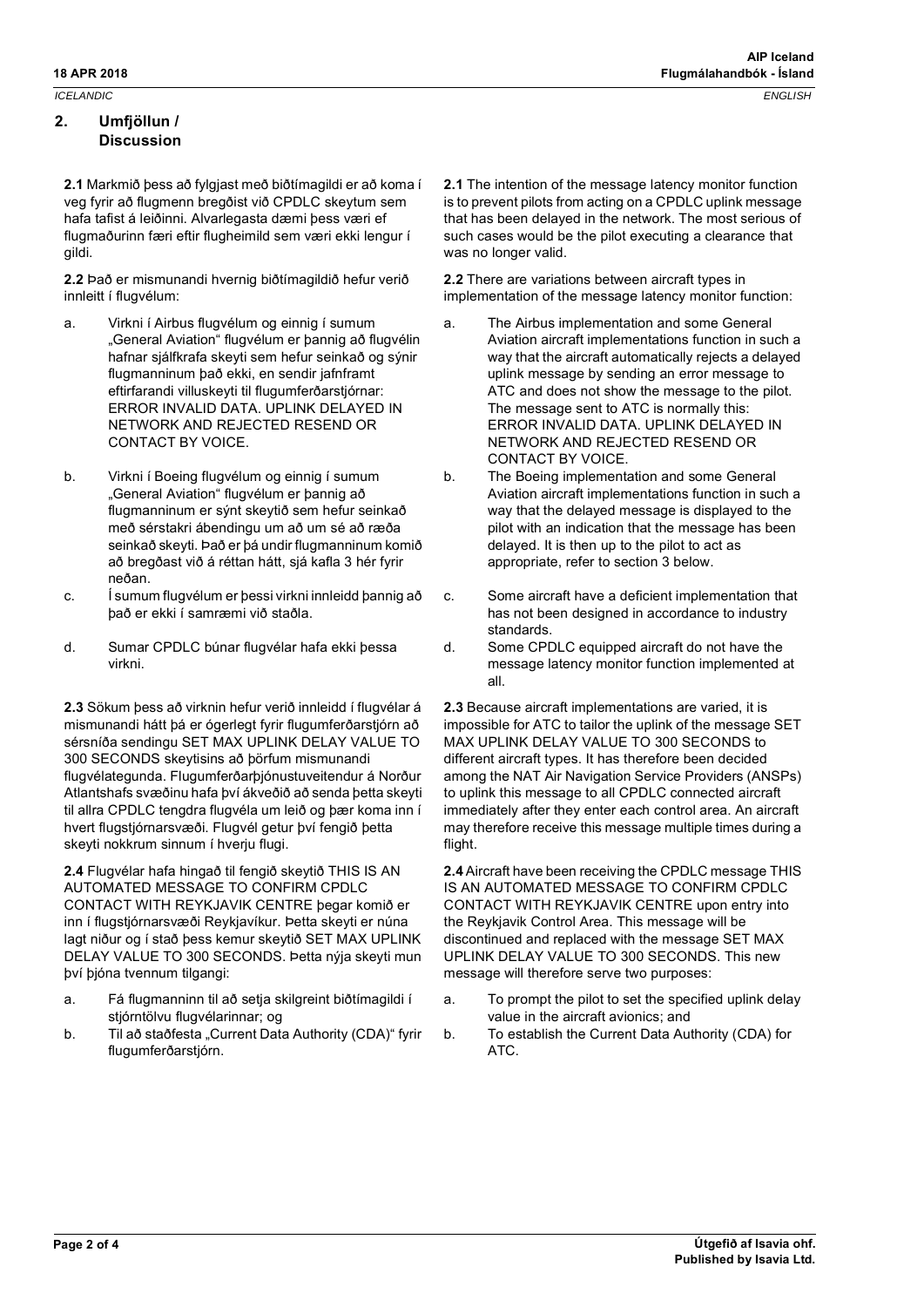## 2. Umfjöllun / Discussion

**2.1** Markmið þess að fylgjast með biðtímagildi er að koma í veg fyrir að flugmenn bregðist við CPDLC skeytum sem hafa tafist á leiðinni. Alvarlegasta dæmi þess væri ef flugmaðurinn færi eftir flugheimild sem væri ekki lengur í gildi.

**2.2** Það er mismunandi hvernig biðtímagildið hefur verið innleitt í flugvélum:

a. Virkni í Airbus flugvélum og einnig í sumum „General Aviation" flugvélum er þannig að flugvélin hafnar sjálfkrafa skeyti sem hefur seinkað og sýnir flugmanninum það ekki, en sendir jafnframt eftirfarandi villuskeyti til flugumferðarstjórnar: ERROR INVALID DATA. UPLINK DELAYED IN NETWORK AND REJECTED RESEND OR CONTACT BY VOICE.

b. Virkni í Boeing flugvélum og einnig í sumum „General Aviation" flugvélum er þannig að flugmanninum er sýnt skeytið sem hefur seinkað með sérstakri ábendingu um að um sé að ræða seinkað skeyti. Það er þá undir flugmanninum komið að bregðast við á réttan hátt, sjá kafla 3 hér fyrir neðan.

c. Í sumum flugvélum er þessi virkni innleidd þannig að það er ekki í samræmi við staðla.

d. Sumar CPDLC búnar flugvélar hafa ekki þessa virkni.

**2.3** Sökum þess að virknin hefur verið innleidd í flugvélar á mismunandi hátt þá er ógerlegt fyrir flugumferðarstjórn að sérsníða sendingu SET MAX UPLINK DELAY VALUE TO 300 SECONDS skeytisins að þörfum mismunandi flugvélategunda. Flugumferðarþjónustuveitendur á Norður Atlantshafs svæðinu hafa því ákveðið að senda þetta skeyti til allra CPDLC tengdra flugvéla um leið og þær koma inn í hvert flugstjórnarsvæði. Flugvél getur því fengið þetta skeyti nokkrum sinnum í hverju flugi.

**2.4** Flugvélar hafa hingað til fengið skeytið THIS IS AN AUTOMATED MESSAGE TO CONFIRM CPDLC CONTACT WITH REYKJAVIK CENTRE þegar komið er inn í flugstjórnarsvæði Reykjavíkur. Þetta skeyti er núna lagt niður og í stað þess kemur skeytið SET MAX UPLINK DELAY VALUE TO 300 SECONDS. Þetta nýja skeyti mun því þjóna tvennum tilgangi:

a. Fá flugmanninn til að setja skilgreint biðtímagildi í stjórntölvu flugvélarinnar; og

b. Til að staðfesta „Current Data Authority (CDA)" fyrir flugumferðarstjórn.

**2.1** The intention of the message latency monitor function is to prevent pilots from acting on a CPDLC uplink message that has been delayed in the network. The most serious of such cases would be the pilot executing a clearance that was no longer valid.

**2.2** There are variations between aircraft types in implementation of the message latency monitor function:

a. The Airbus implementation and some General Aviation aircraft implementations function in such a way that the aircraft automatically rejects a delayed uplink message by sending an error message to ATC and does not show the message to the pilot. The message sent to ATC is normally this: ERROR INVALID DATA. UPLINK DELAYED IN NETWORK AND REJECTED RESEND OR CONTACT BY VOICE.

b. The Boeing implementation and some General Aviation aircraft implementations function in such a way that the delayed message is displayed to the pilot with an indication that the message has been delayed. It is then up to the pilot to act as appropriate, refer to section 3 below.

c. Some aircraft have a deficient implementation that has not been designed in accordance to industry standards.

d. Some CPDLC equipped aircraft do not have the message latency monitor function implemented at all.

**2.3** Because aircraft implementations are varied, it is impossible for ATC to tailor the uplink of the message SET MAX UPLINK DELAY VALUE TO 300 SECONDS to different aircraft types. It has therefore been decided among the NAT Air Navigation Service Providers (ANSPs) to uplink this message to all CPDLC connected aircraft immediately after they enter each control area. An aircraft may therefore receive this message multiple times during a flight.

**2.4** Aircraft have been receiving the CPDLC message THIS IS AN AUTOMATED MESSAGE TO CONFIRM CPDLC CONTACT WITH REYKJAVIK CENTRE upon entry into the Reykjavik Control Area. This message will be discontinued and replaced with the message SET MAX UPLINK DELAY VALUE TO 300 SECONDS. This new message will therefore serve two purposes:

a. To prompt the pilot to set the specified uplink delay value in the aircraft avionics; and

b. To establish the Current Data Authority (CDA) for ATC.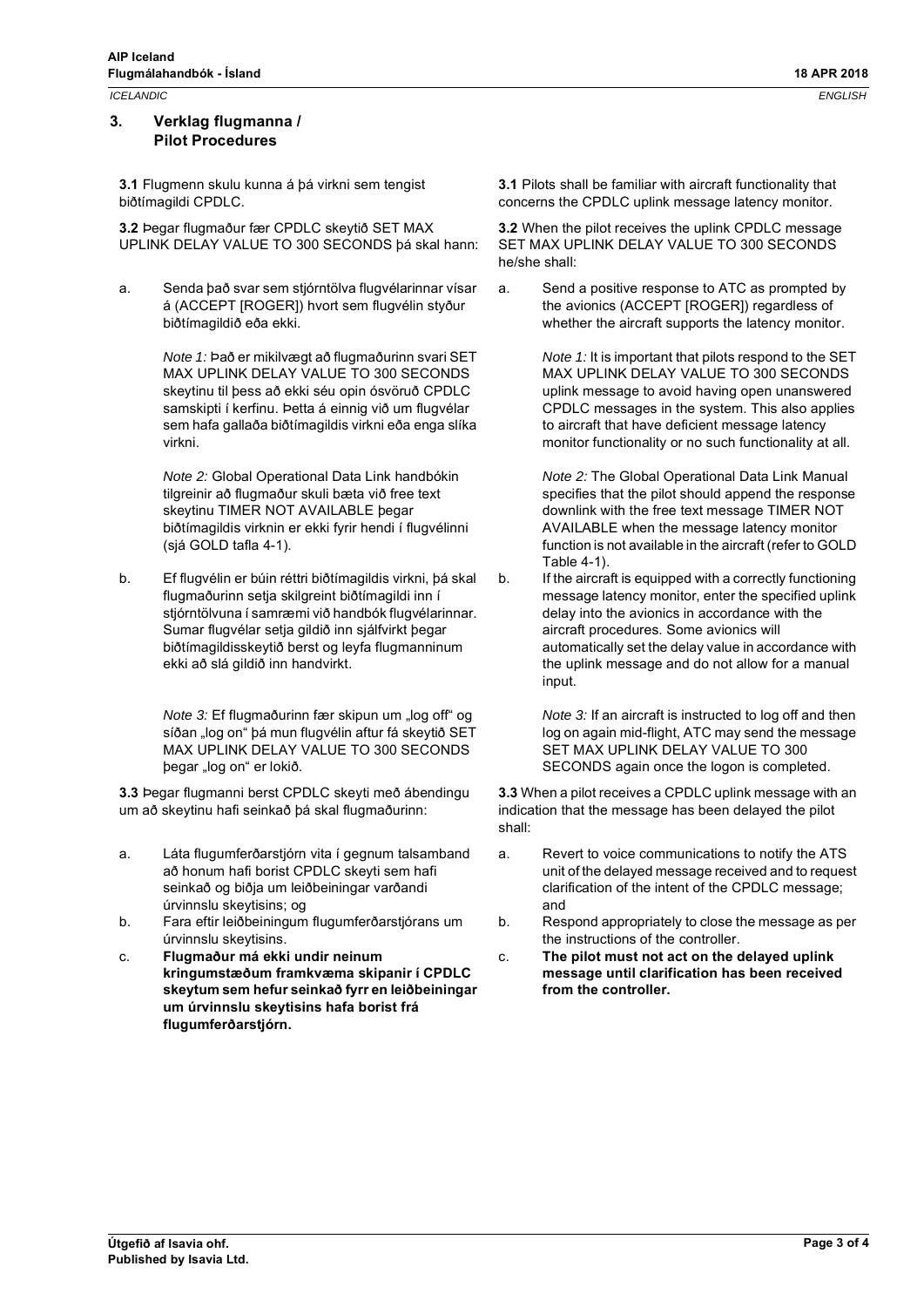## 3. Verklag flugmanna / Pilot Procedures

**3.1** Flugmenn skulu kunna á þá virkni sem tengist biðtímagildi CPDLC.

**3.2** Þegar flugmaður fær CPDLC skeytið SET MAX UPLINK DELAY VALUE TO 300 SECONDS þá skal hann:

a. Senda það svar sem stjórntölva flugvélarinnar vísar á (ACCEPT [ROGER]) hvort sem flugvélin styður biðtímagildið eða ekki.

*Note 1:* Það er mikilvægt að flugmaðurinn svari SET MAX UPLINK DELAY VALUE TO 300 SECONDS skeytinu til þess að ekki séu opin ósvöruð CPDLC samskipti í kerfinu. Þetta á einnig við um flugvélar sem hafa gallaða biðtímagildis virkni eða enga slíka virkni.

*Note 2:* Global Operational Data Link handbókin tilgreinir að flugmaður skuli bæta við free text skeytinu TIMER NOT AVAILABLE þegar biðtímagildis virknin er ekki fyrir hendi í flugvélinni (sjá GOLD tafla 4-1).

b. Ef flugvélin er búin réttri biðtímagildis virkni, þá skal flugmaðurinn setja skilgreint biðtímagildi inn í stjórntölvuna í samræmi við handbók flugvélarinnar. Sumar flugvélar setja gildið inn sjálfvirkt þegar biðtímagildisskeytið berst og leyfa flugmanninum ekki að slá gildið inn handvirkt.

*Note 3:* Ef flugmaðurinn fær skipun um „log off“ og síðan „log on“ þá mun flugvélin aftur fá skeytið SET MAX UPLINK DELAY VALUE TO 300 SECONDS þegar „log on“ er lokið.

**3.3** Þegar flugmanni berst CPDLC skeyti með ábendingu um að skeytinu hafi seinkað þá skal flugmaðurinn:

a. Láta flugumferðarstjórn vita í gegnum talsamband að honum hafi borist CPDLC skeyti sem hafi seinkað og biðja um leiðbeiningar varðandi úrvinnslu skeytisins; og

b. Fara eftir leiðbeiningum flugumferðarstjórans um úrvinnslu skeytisins.

c. **Flugmaður má ekki undir neinum kringumstæðum framkvæma skipanir í CPDLC skeytum sem hefur seinkað fyrr en leiðbeiningar um úrvinnslu skeytisins hafa borist frá flugumferðarstjórn.**

**3.1** Pilots shall be familiar with aircraft functionality that concerns the CPDLC uplink message latency monitor.

**3.2** When the pilot receives the uplink CPDLC message SET MAX UPLINK DELAY VALUE TO 300 SECONDS he/she shall:

a. Send a positive response to ATC as prompted by the avionics (ACCEPT [ROGER]) regardless of whether the aircraft supports the latency monitor.

*Note 1:* It is important that pilots respond to the SET MAX UPLINK DELAY VALUE TO 300 SECONDS uplink message to avoid having open unanswered CPDLC messages in the system. This also applies to aircraft that have deficient message latency monitor functionality or no such functionality at all.

*Note 2:* The Global Operational Data Link Manual specifies that the pilot should append the response downlink with the free text message TIMER NOT AVAILABLE when the message latency monitor function is not available in the aircraft (refer to GOLD Table 4-1).

b. If the aircraft is equipped with a correctly functioning message latency monitor, enter the specified uplink delay into the avionics in accordance with the aircraft procedures. Some avionics will automatically set the delay value in accordance with the uplink message and do not allow for a manual input.

*Note 3:* If an aircraft is instructed to log off and then log on again mid-flight, ATC may send the message SET MAX UPLINK DELAY VALUE TO 300 SECONDS again once the logon is completed.

**3.3** When a pilot receives a CPDLC uplink message with an indication that the message has been delayed the pilot shall:

a. Revert to voice communications to notify the ATS unit of the delayed message received and to request clarification of the intent of the CPDLC message; and

b. Respond appropriately to close the message as per the instructions of the controller.

c. **The pilot must not act on the delayed uplink message until clarification has been received from the controller.**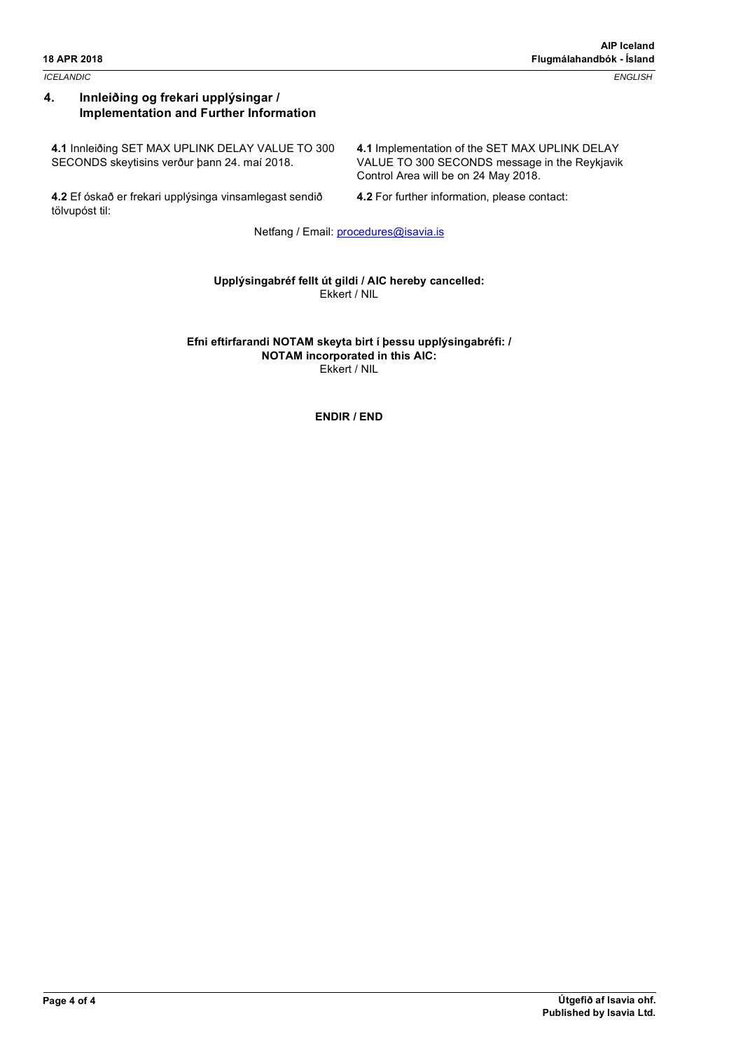## 4. Innleiðing og frekari upplýsingar / Implementation and Further Information

**4.1** Innleiðing SET MAX UPLINK DELAY VALUE TO 300 SECONDS skeytisins verður þann 24. maí 2018.

**4.1** Implementation of the SET MAX UPLINK DELAY VALUE TO 300 SECONDS message in the Reykjavik Control Area will be on 24 May 2018.

**4.2** Ef óskað er frekari upplýsinga vinsamlegast sendið tölvupóst til:

**4.2** For further information, please contact:

Netfang / Email: procedures@isavia.is

**Upplýsingabréf fellt út gildi / AIC hereby cancelled:**
Ekkert / NIL

**Efni eftirfarandi NOTAM skeyta birt í þessu upplýsingabréfi: / NOTAM incorporated in this AIC:**
Ekkert / NIL

**ENDIR / END**